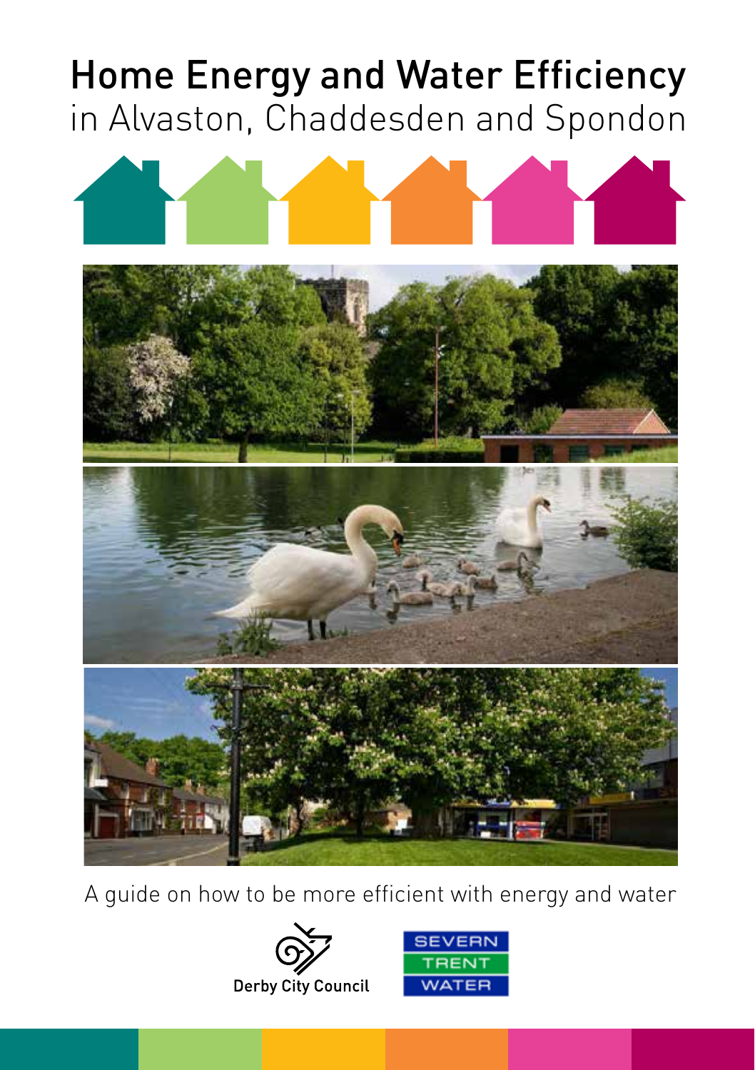# Home Energy and Water Efficiency

in Alvaston, Chaddesden and Spondon

A guide on how to be more efficient with energy and water

Derby City Council

SEVERN TRENT WATER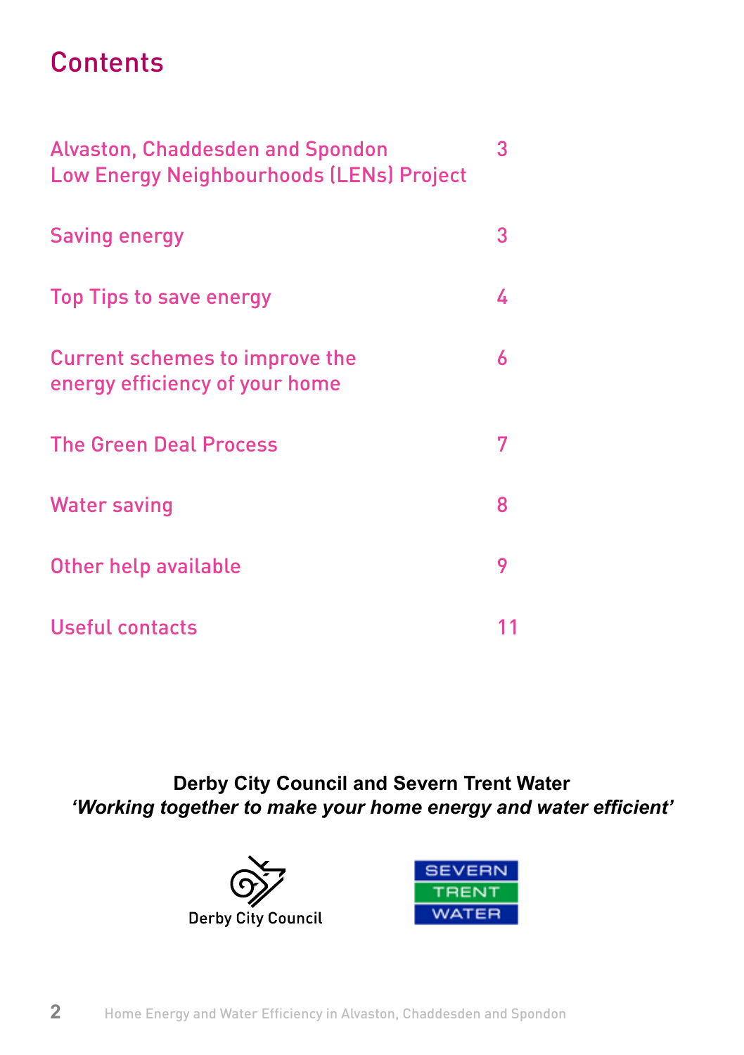# Contents

| | |
|---|---|
| Alvaston, Chaddesden and Spondon Low Energy Neighbourhoods (LENs) Project | 3 |
| Saving energy | 3 |
| Top Tips to save energy | 4 |
| Current schemes to improve the energy efficiency of your home | 6 |
| The Green Deal Process | 7 |
| Water saving | 8 |
| Other help available | 9 |
| Useful contacts | 11 |

**Derby City Council and Severn Trent Water**

***'Working together to make your home energy and water efficient'***

Derby City Council

SEVERN TRENT WATER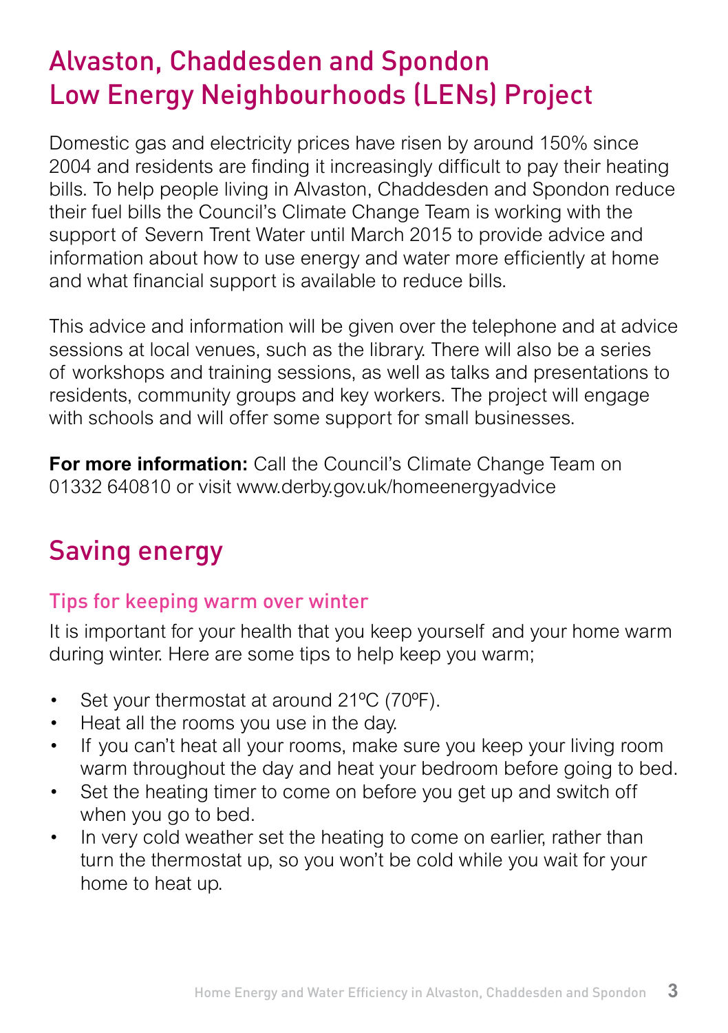## Alvaston, Chaddesden and Spondon Low Energy Neighbourhoods (LENs) Project

Domestic gas and electricity prices have risen by around 150% since 2004 and residents are finding it increasingly difficult to pay their heating bills. To help people living in Alvaston, Chaddesden and Spondon reduce their fuel bills the Council's Climate Change Team is working with the support of Severn Trent Water until March 2015 to provide advice and information about how to use energy and water more efficiently at home and what financial support is available to reduce bills.

This advice and information will be given over the telephone and at advice sessions at local venues, such as the library. There will also be a series of workshops and training sessions, as well as talks and presentations to residents, community groups and key workers. The project will engage with schools and will offer some support for small businesses.

**For more information:** Call the Council's Climate Change Team on 01332 640810 or visit www.derby.gov.uk/homeenergyadvice

## Saving energy

### Tips for keeping warm over winter

It is important for your health that you keep yourself and your home warm during winter. Here are some tips to help keep you warm;

- Set your thermostat at around 21ºC (70ºF).
- Heat all the rooms you use in the day.
- If you can't heat all your rooms, make sure you keep your living room warm throughout the day and heat your bedroom before going to bed.
- Set the heating timer to come on before you get up and switch off when you go to bed.
- In very cold weather set the heating to come on earlier, rather than turn the thermostat up, so you won't be cold while you wait for your home to heat up.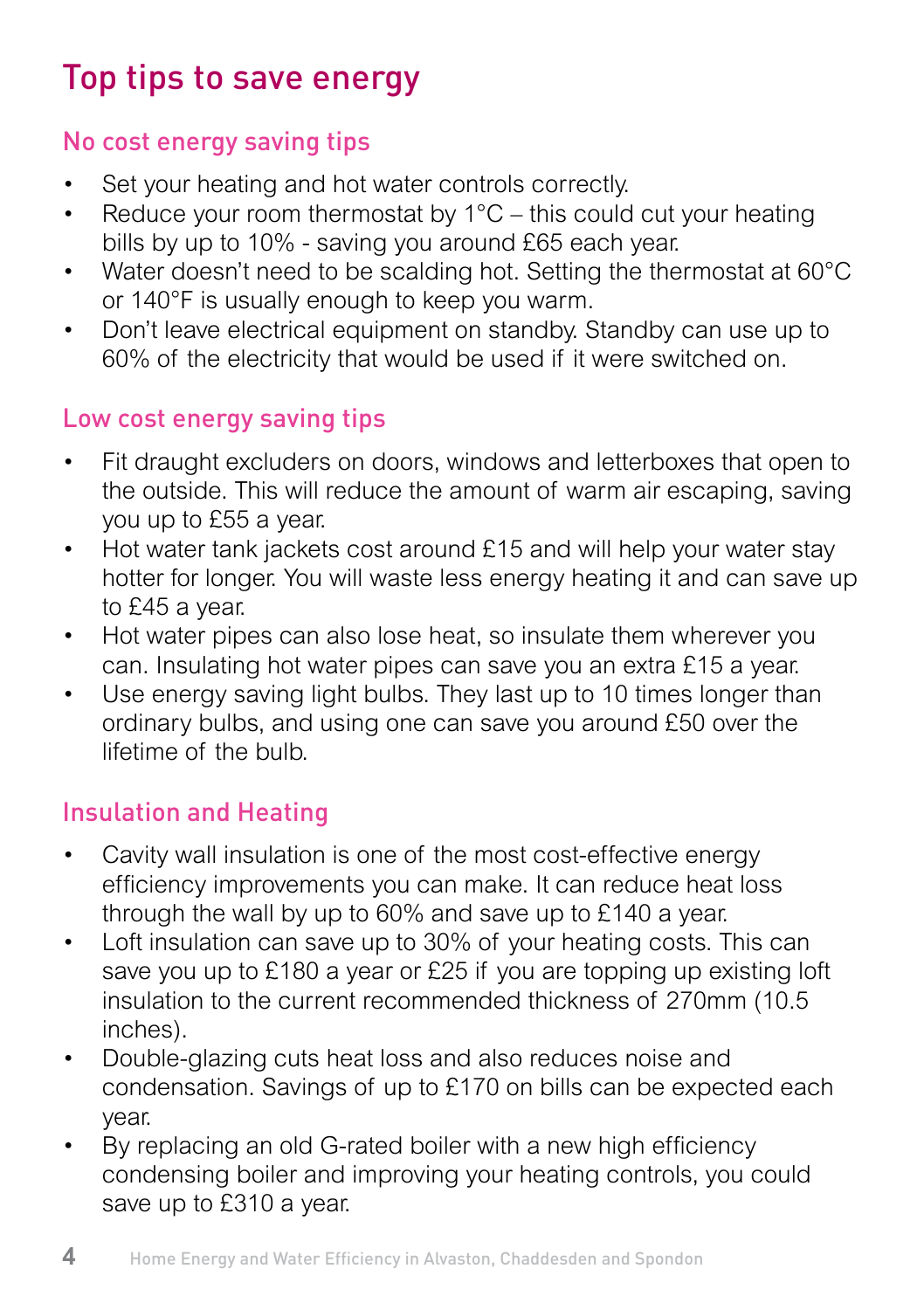# Top tips to save energy

## No cost energy saving tips

- Set your heating and hot water controls correctly.
- Reduce your room thermostat by 1°C – this could cut your heating bills by up to 10% - saving you around £65 each year.
- Water doesn't need to be scalding hot. Setting the thermostat at 60°C or 140°F is usually enough to keep you warm.
- Don't leave electrical equipment on standby. Standby can use up to 60% of the electricity that would be used if it were switched on.

## Low cost energy saving tips

- Fit draught excluders on doors, windows and letterboxes that open to the outside. This will reduce the amount of warm air escaping, saving you up to £55 a year.
- Hot water tank jackets cost around £15 and will help your water stay hotter for longer. You will waste less energy heating it and can save up to £45 a year.
- Hot water pipes can also lose heat, so insulate them wherever you can. Insulating hot water pipes can save you an extra £15 a year.
- Use energy saving light bulbs. They last up to 10 times longer than ordinary bulbs, and using one can save you around £50 over the lifetime of the bulb.

## Insulation and Heating

- Cavity wall insulation is one of the most cost-effective energy efficiency improvements you can make. It can reduce heat loss through the wall by up to 60% and save up to £140 a year.
- Loft insulation can save up to 30% of your heating costs. This can save you up to £180 a year or £25 if you are topping up existing loft insulation to the current recommended thickness of 270mm (10.5 inches).
- Double-glazing cuts heat loss and also reduces noise and condensation. Savings of up to £170 on bills can be expected each year.
- By replacing an old G-rated boiler with a new high efficiency condensing boiler and improving your heating controls, you could save up to £310 a year.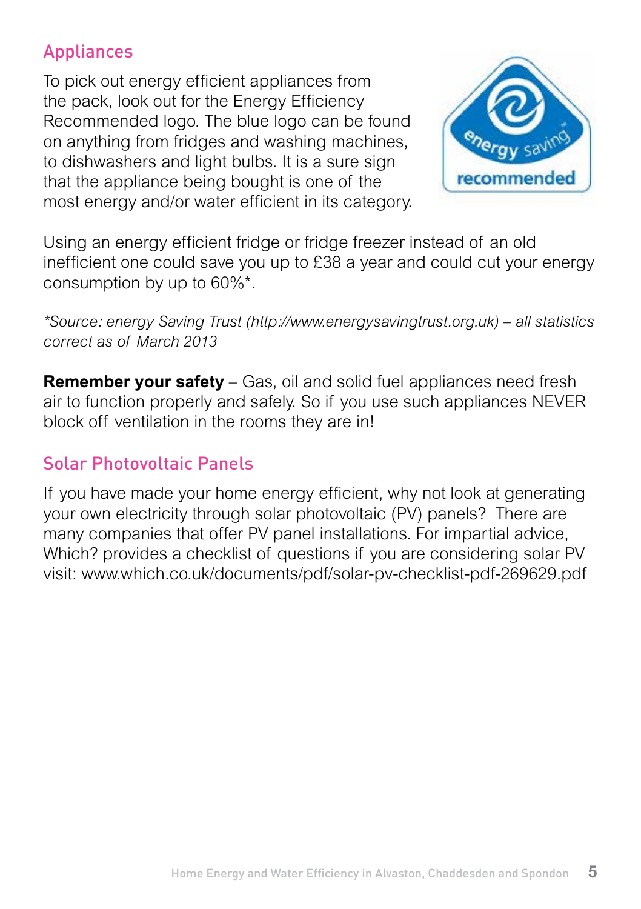## Appliances

To pick out energy efficient appliances from the pack, look out for the Energy Efficiency Recommended logo. The blue logo can be found on anything from fridges and washing machines, to dishwashers and light bulbs. It is a sure sign that the appliance being bought is one of the most energy and/or water efficient in its category.

Using an energy efficient fridge or fridge freezer instead of an old inefficient one could save you up to £38 a year and could cut your energy consumption by up to 60%*.

*\*Source: energy Saving Trust (http://www.energysavingtrust.org.uk) – all statistics correct as of March 2013*

**Remember your safety** – Gas, oil and solid fuel appliances need fresh air to function properly and safely. So if you use such appliances NEVER block off ventilation in the rooms they are in!

## Solar Photovoltaic Panels

If you have made your home energy efficient, why not look at generating your own electricity through solar photovoltaic (PV) panels? There are many companies that offer PV panel installations. For impartial advice, Which? provides a checklist of questions if you are considering solar PV visit: www.which.co.uk/documents/pdf/solar-pv-checklist-pdf-269629.pdf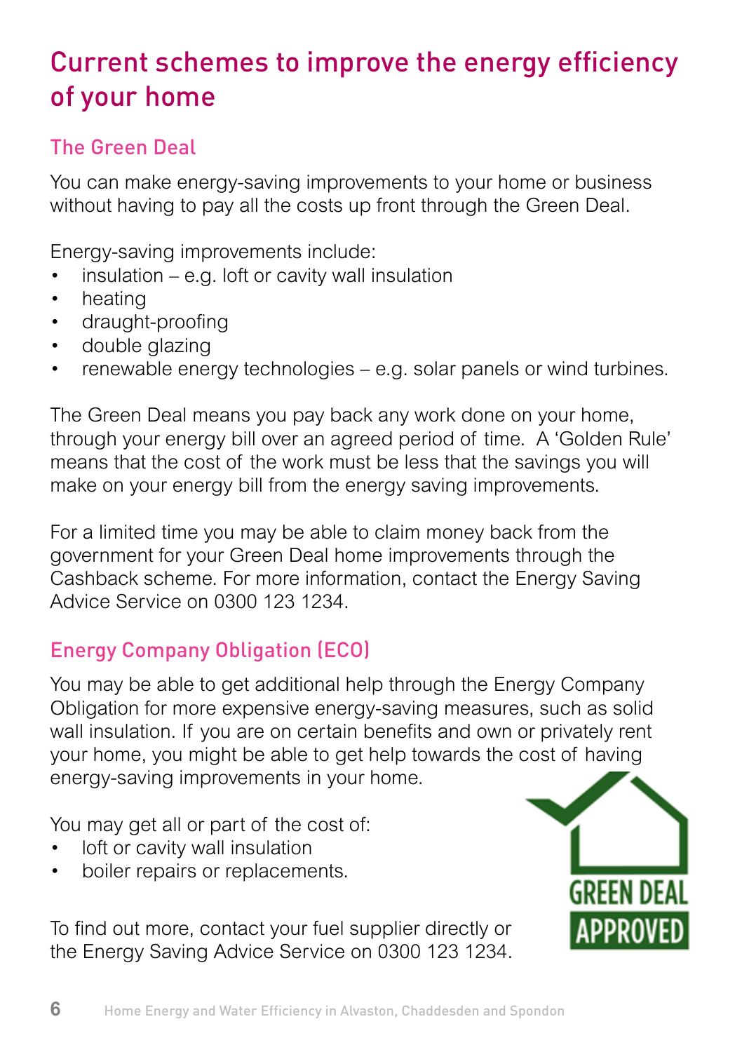# Current schemes to improve the energy efficiency of your home

## The Green Deal

You can make energy-saving improvements to your home or business without having to pay all the costs up front through the Green Deal.

Energy-saving improvements include:
- insulation – e.g. loft or cavity wall insulation
- heating
- draught-proofing
- double glazing
- renewable energy technologies – e.g. solar panels or wind turbines.

The Green Deal means you pay back any work done on your home, through your energy bill over an agreed period of time. A 'Golden Rule' means that the cost of the work must be less that the savings you will make on your energy bill from the energy saving improvements.

For a limited time you may be able to claim money back from the government for your Green Deal home improvements through the Cashback scheme. For more information, contact the Energy Saving Advice Service on 0300 123 1234.

## Energy Company Obligation (ECO)

You may be able to get additional help through the Energy Company Obligation for more expensive energy-saving measures, such as solid wall insulation. If you are on certain benefits and own or privately rent your home, you might be able to get help towards the cost of having energy-saving improvements in your home.

You may get all or part of the cost of:
- loft or cavity wall insulation
- boiler repairs or replacements.

To find out more, contact your fuel supplier directly or the Energy Saving Advice Service on 0300 123 1234.

GREEN DEAL APPROVED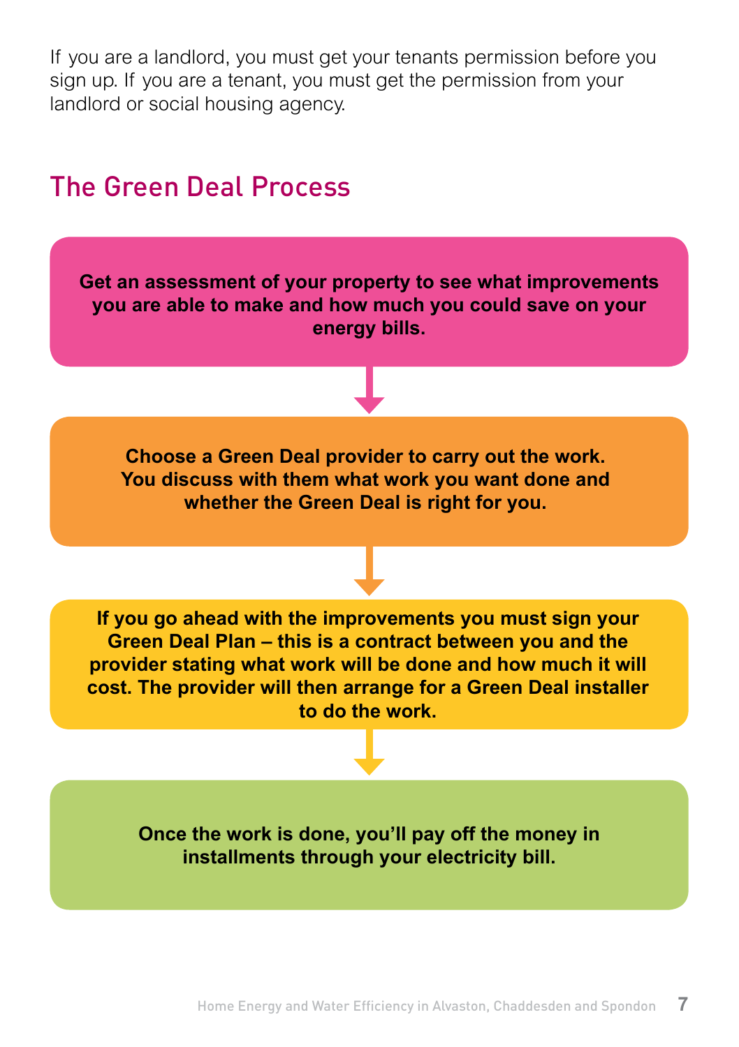If you are a landlord, you must get your tenants permission before you sign up. If you are a tenant, you must get the permission from your landlord or social housing agency.

## The Green Deal Process

**Get an assessment of your property to see what improvements you are able to make and how much you could save on your energy bills.**

**Choose a Green Deal provider to carry out the work. You discuss with them what work you want done and whether the Green Deal is right for you.**

**If you go ahead with the improvements you must sign your Green Deal Plan – this is a contract between you and the provider stating what work will be done and how much it will cost. The provider will then arrange for a Green Deal installer to do the work.**

**Once the work is done, you'll pay off the money in installments through your electricity bill.**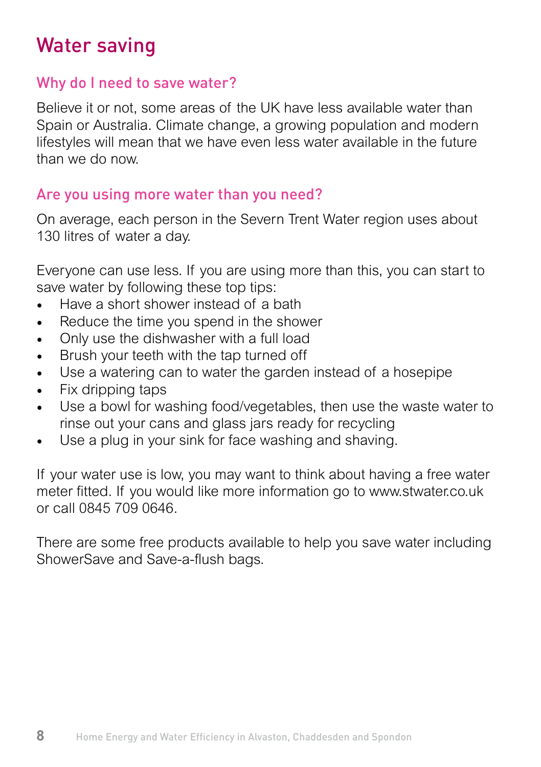# Water saving

## Why do I need to save water?

Believe it or not, some areas of the UK have less available water than Spain or Australia. Climate change, a growing population and modern lifestyles will mean that we have even less water available in the future than we do now.

## Are you using more water than you need?

On average, each person in the Severn Trent Water region uses about 130 litres of water a day.

Everyone can use less. If you are using more than this, you can start to save water by following these top tips:

- Have a short shower instead of a bath
- Reduce the time you spend in the shower
- Only use the dishwasher with a full load
- Brush your teeth with the tap turned off
- Use a watering can to water the garden instead of a hosepipe
- Fix dripping taps
- Use a bowl for washing food/vegetables, then use the waste water to rinse out your cans and glass jars ready for recycling
- Use a plug in your sink for face washing and shaving.

If your water use is low, you may want to think about having a free water meter fitted. If you would like more information go to www.stwater.co.uk or call 0845 709 0646.

There are some free products available to help you save water including ShowerSave and Save-a-flush bags.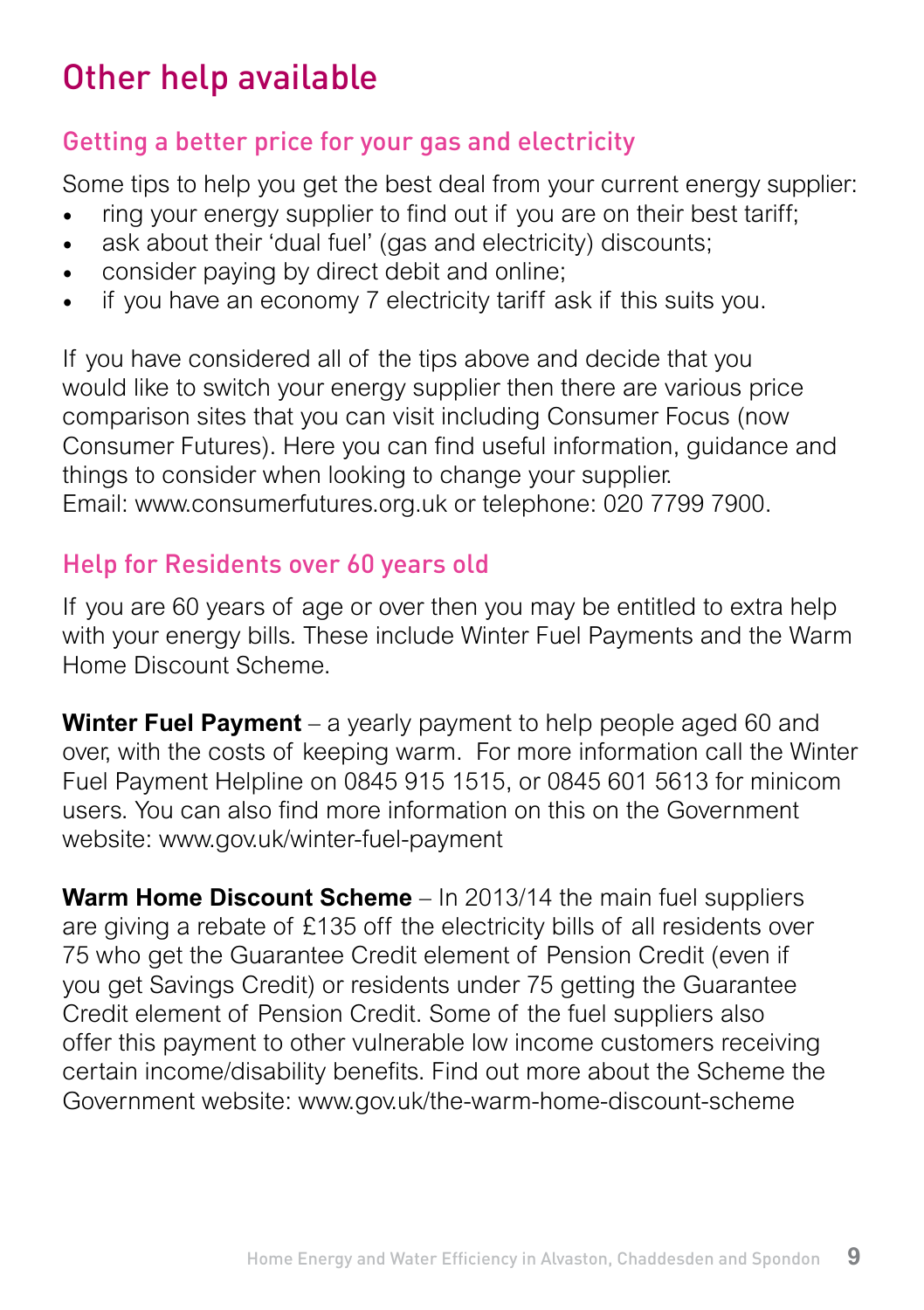# Other help available

## Getting a better price for your gas and electricity

Some tips to help you get the best deal from your current energy supplier:

- ring your energy supplier to find out if you are on their best tariff;
- ask about their 'dual fuel' (gas and electricity) discounts;
- consider paying by direct debit and online;
- if you have an economy 7 electricity tariff ask if this suits you.

If you have considered all of the tips above and decide that you would like to switch your energy supplier then there are various price comparison sites that you can visit including Consumer Focus (now Consumer Futures). Here you can find useful information, guidance and things to consider when looking to change your supplier.
Email: www.consumerfutures.org.uk or telephone: 020 7799 7900.

## Help for Residents over 60 years old

If you are 60 years of age or over then you may be entitled to extra help with your energy bills. These include Winter Fuel Payments and the Warm Home Discount Scheme.

**Winter Fuel Payment** – a yearly payment to help people aged 60 and over, with the costs of keeping warm. For more information call the Winter Fuel Payment Helpline on 0845 915 1515, or 0845 601 5613 for minicom users. You can also find more information on this on the Government website: www.gov.uk/winter-fuel-payment

**Warm Home Discount Scheme** – In 2013/14 the main fuel suppliers are giving a rebate of £135 off the electricity bills of all residents over 75 who get the Guarantee Credit element of Pension Credit (even if you get Savings Credit) or residents under 75 getting the Guarantee Credit element of Pension Credit. Some of the fuel suppliers also offer this payment to other vulnerable low income customers receiving certain income/disability benefits. Find out more about the Scheme the Government website: www.gov.uk/the-warm-home-discount-scheme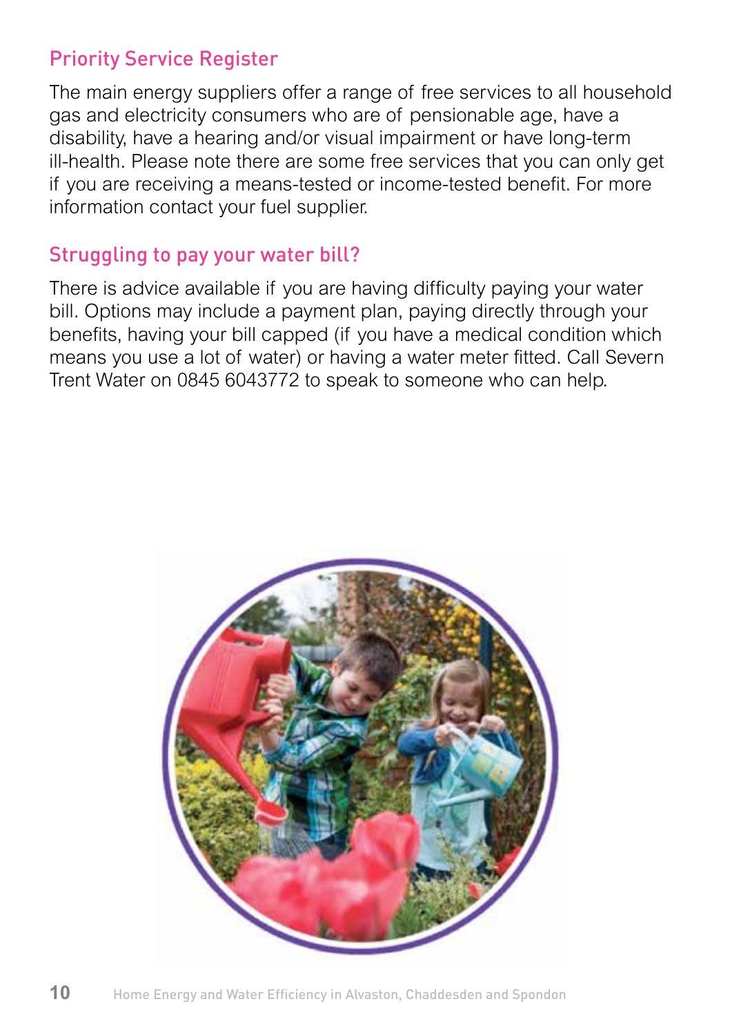## Priority Service Register

The main energy suppliers offer a range of free services to all household gas and electricity consumers who are of pensionable age, have a disability, have a hearing and/or visual impairment or have long-term ill-health. Please note there are some free services that you can only get if you are receiving a means-tested or income-tested benefit. For more information contact your fuel supplier.

## Struggling to pay your water bill?

There is advice available if you are having difficulty paying your water bill. Options may include a payment plan, paying directly through your benefits, having your bill capped (if you have a medical condition which means you use a lot of water) or having a water meter fitted. Call Severn Trent Water on 0845 6043772 to speak to someone who can help.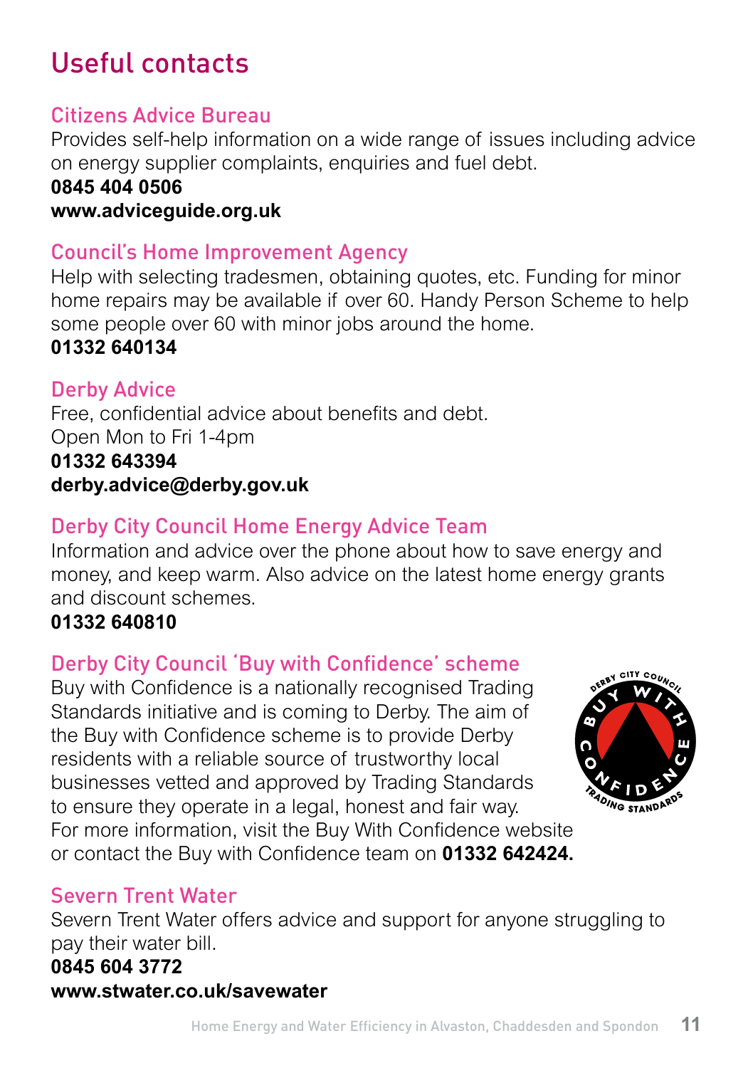# Useful contacts

## Citizens Advice Bureau

Provides self-help information on a wide range of issues including advice on energy supplier complaints, enquiries and fuel debt.

**0845 404 0506**
**www.adviceguide.org.uk**

## Council's Home Improvement Agency

Help with selecting tradesmen, obtaining quotes, etc. Funding for minor home repairs may be available if over 60. Handy Person Scheme to help some people over 60 with minor jobs around the home.

**01332 640134**

## Derby Advice

Free, confidential advice about benefits and debt.
Open Mon to Fri 1-4pm

**01332 643394**
**derby.advice@derby.gov.uk**

## Derby City Council Home Energy Advice Team

Information and advice over the phone about how to save energy and money, and keep warm. Also advice on the latest home energy grants and discount schemes.

**01332 640810**

## Derby City Council 'Buy with Confidence' scheme

Buy with Confidence is a nationally recognised Trading Standards initiative and is coming to Derby. The aim of the Buy with Confidence scheme is to provide Derby residents with a reliable source of trustworthy local businesses vetted and approved by Trading Standards to ensure they operate in a legal, honest and fair way. For more information, visit the Buy With Confidence website or contact the Buy with Confidence team on **01332 642424.**

## Severn Trent Water

Severn Trent Water offers advice and support for anyone struggling to pay their water bill.

**0845 604 3772**
**www.stwater.co.uk/savewater**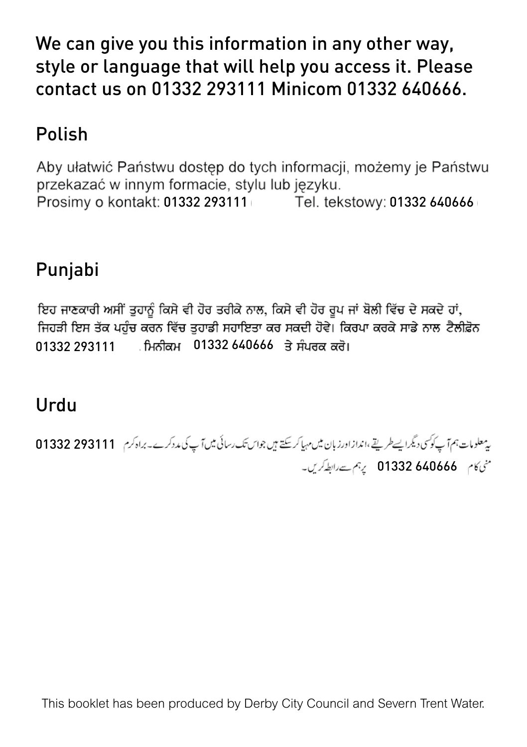We can give you this information in any other way, style or language that will help you access it. Please contact us on 01332 293111 Minicom 01332 640666.

## Polish

Aby ułatwić Państwu dostęp do tych informacji, możemy je Państwu przekazać w innym formacie, stylu lub języku.
Prosimy o kontakt: 01332 293111 Tel. tekstowy: 01332 640666

## Punjabi

ਇਹ ਜਾਣਕਾਰੀ ਅਸੀਂ ਤੁਹਾਨੂੰ ਕਿਸੇ ਵੀ ਹੋਰ ਤਰੀਕੇ ਨਾਲ, ਕਿਸੇ ਵੀ ਹੋਰ ਰੂਪ ਜਾਂ ਬੋਲੀ ਵਿੱਚ ਦੇ ਸਕਦੇ ਹਾਂ, ਜਿਹੜੀ ਇਸ ਤੱਕ ਪਹੁੰਚ ਕਰਨ ਵਿੱਚ ਤੁਹਾਡੀ ਸਹਾਇਤਾ ਕਰ ਸਕਦੀ ਹੋਵੇ। ਕਿਰਪਾ ਕਰਕੇ ਸਾਡੇ ਨਾਲ ਟੈਲੀਫ਼ੋਨ 01332 293111 ਮਿਨੀਕਮ 01332 640666 ਤੇ ਸੰਪਰਕ ਕਰੋ।

## Urdu

یہ معلومات ہم آپ کو کسی دیگر ایسے طریقے، انداز اور زبان میں مہیا کر سکتے ہیں جو اس تک رسائی میں آپ کی مدد کرے۔ براہ کرم 01332 293111 منی کام 01332 640666 پر ہم سے رابطہ کریں۔

This booklet has been produced by Derby City Council and Severn Trent Water.